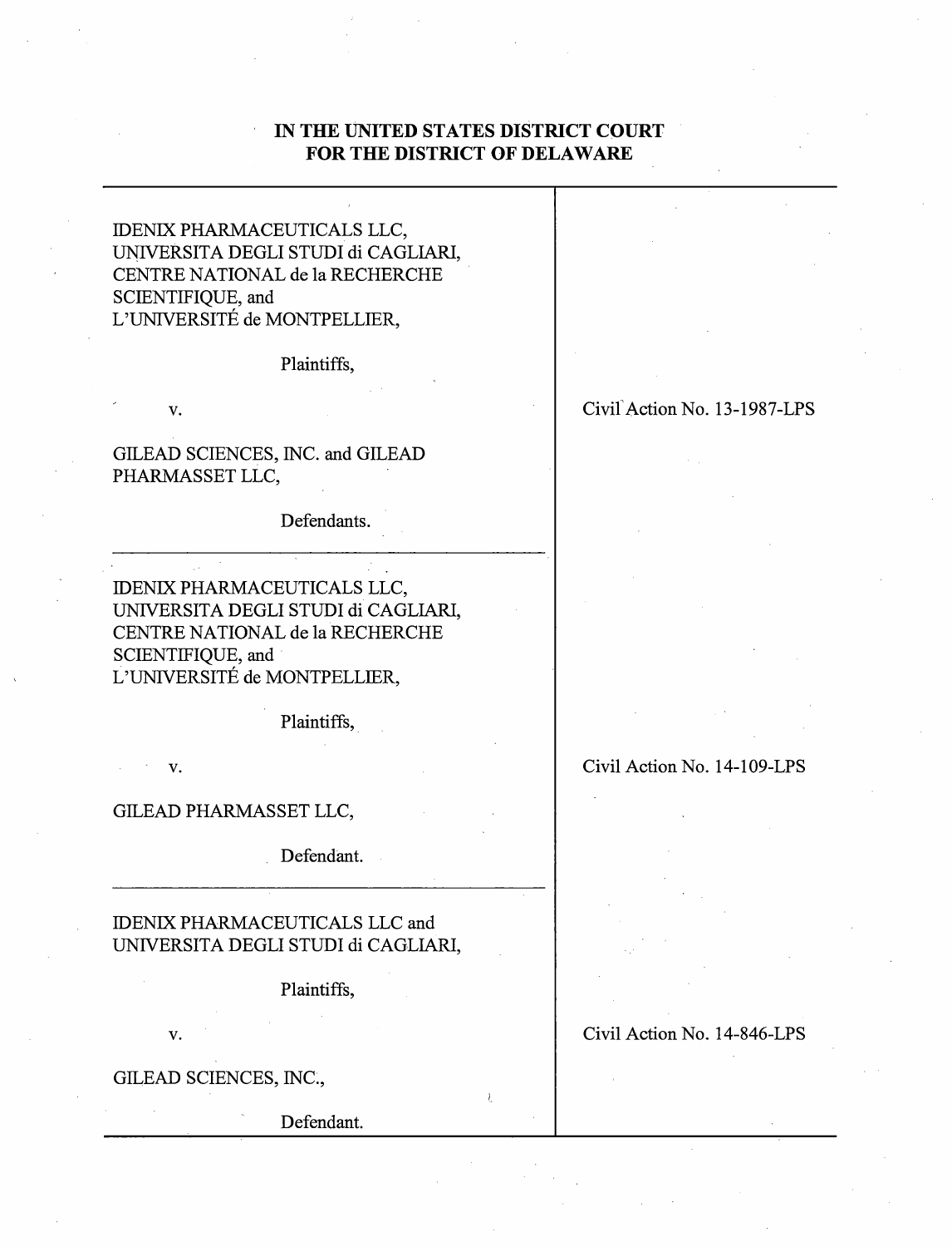# IN THE UNITED STATES DISTRICT COURT FOR THE DISTRICT OF DELAWARE

| | |
|---|---|
| IDENIX PHARMACEUTICALS LLC, UNIVERSITA DEGLI STUDI di CAGLIARI, CENTRE NATIONAL de la RECHERCHE SCIENTIFIQUE, and L'UNIVERSITÉ de MONTPELLIER,<br><br>Plaintiffs,<br><br>v.<br><br>GILEAD SCIENCES, INC. and GILEAD PHARMASSET LLC,<br><br>Defendants. | Civil Action No. 13-1987-LPS |
| IDENIX PHARMACEUTICALS LLC, UNIVERSITA DEGLI STUDI di CAGLIARI, CENTRE NATIONAL de la RECHERCHE SCIENTIFIQUE, and L'UNIVERSITÉ de MONTPELLIER,<br><br>Plaintiffs,<br><br>v.<br><br>GILEAD PHARMASSET LLC,<br><br>Defendant. | Civil Action No. 14-109-LPS |
| IDENIX PHARMACEUTICALS LLC and UNIVERSITA DEGLI STUDI di CAGLIARI,<br><br>Plaintiffs,<br><br>v.<br><br>GILEAD SCIENCES, INC.,<br><br>Defendant. | Civil Action No. 14-846-LPS |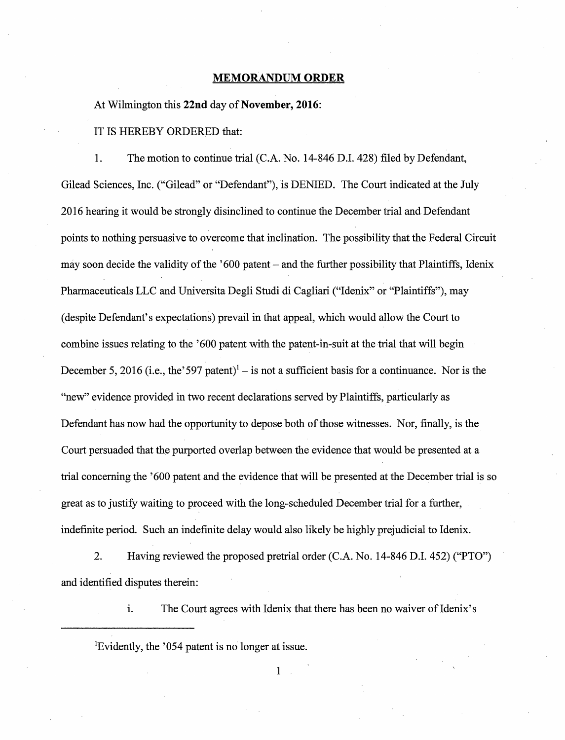## MEMORANDUM ORDER

At Wilmington this **22nd** day of **November, 2016**:

IT IS HEREBY ORDERED that:

1. The motion to continue trial (C.A. No. 14-846 D.I. 428) filed by Defendant, Gilead Sciences, Inc. ("Gilead" or "Defendant"), is DENIED. The Court indicated at the July 2016 hearing it would be strongly disinclined to continue the December trial and Defendant points to nothing persuasive to overcome that inclination. The possibility that the Federal Circuit may soon decide the validity of the '600 patent – and the further possibility that Plaintiffs, Idenix Pharmaceuticals LLC and Universita Degli Studi di Cagliari ("Idenix" or "Plaintiffs"), may (despite Defendant's expectations) prevail in that appeal, which would allow the Court to combine issues relating to the '600 patent with the patent-in-suit at the trial that will begin December 5, 2016 (i.e., the'597 patent)[1] – is not a sufficient basis for a continuance. Nor is the "new" evidence provided in two recent declarations served by Plaintiffs, particularly as Defendant has now had the opportunity to depose both of those witnesses. Nor, finally, is the Court persuaded that the purported overlap between the evidence that would be presented at a trial concerning the '600 patent and the evidence that will be presented at the December trial is so great as to justify waiting to proceed with the long-scheduled December trial for a further, indefinite period. Such an indefinite delay would also likely be highly prejudicial to Idenix.

2. Having reviewed the proposed pretrial order (C.A. No. 14-846 D.I. 452) ("PTO") and identified disputes therein:

   i. The Court agrees with Idenix that there has been no waiver of Idenix's

[1] Evidently, the '054 patent is no longer at issue.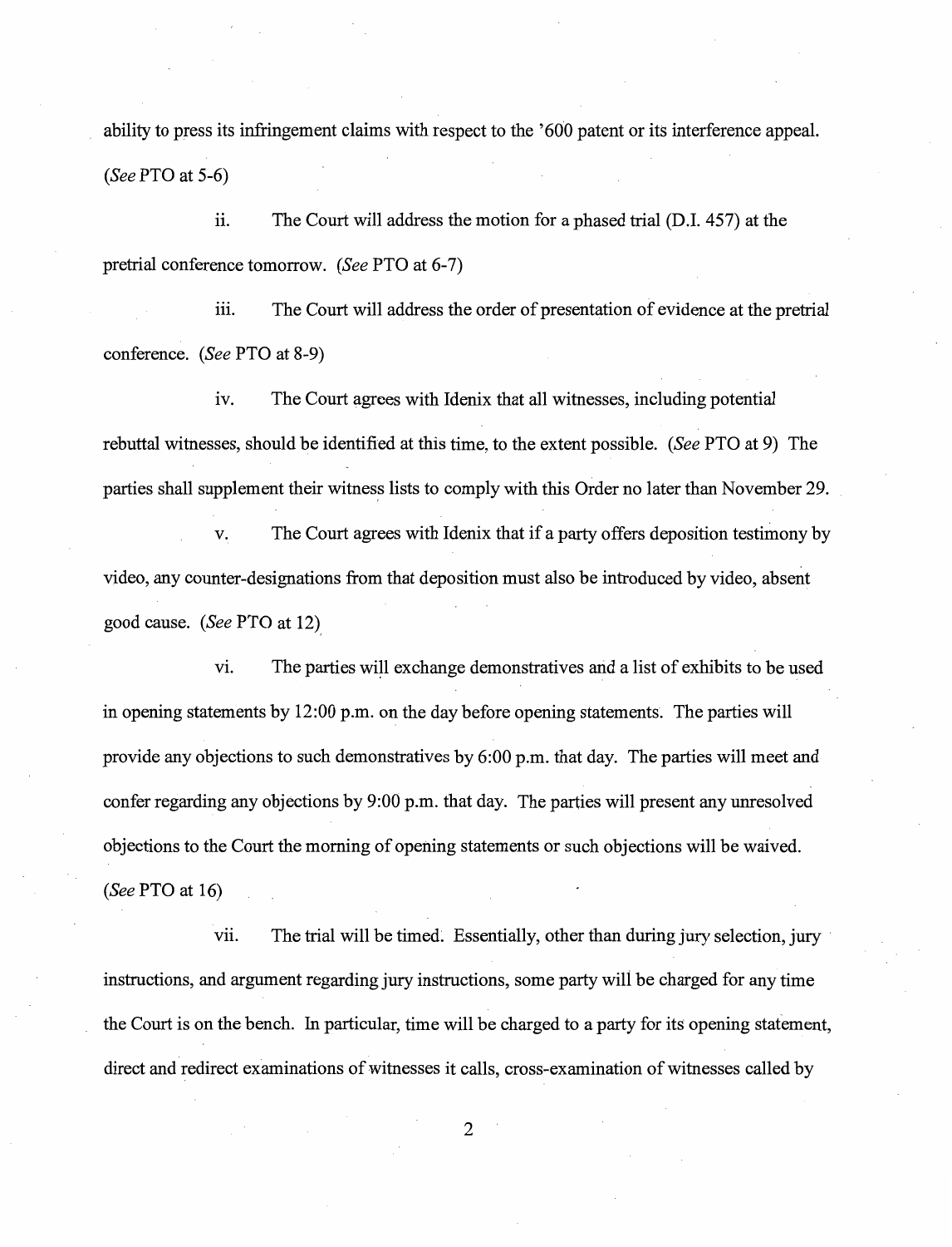ability to press its infringement claims with respect to the '600 patent or its interference appeal. (*See* PTO at 5-6)

ii. The Court will address the motion for a phased trial (D.I. 457) at the pretrial conference tomorrow. (*See* PTO at 6-7)

iii. The Court will address the order of presentation of evidence at the pretrial conference. (*See* PTO at 8-9)

iv. The Court agrees with Idenix that all witnesses, including potential rebuttal witnesses, should be identified at this time, to the extent possible. (*See* PTO at 9) The parties shall supplement their witness lists to comply with this Order no later than November 29.

v. The Court agrees with Idenix that if a party offers deposition testimony by video, any counter-designations from that deposition must also be introduced by video, absent good cause. (*See* PTO at 12)

vi. The parties will exchange demonstratives and a list of exhibits to be used in opening statements by 12:00 p.m. on the day before opening statements. The parties will provide any objections to such demonstratives by 6:00 p.m. that day. The parties will meet and confer regarding any objections by 9:00 p.m. that day. The parties will present any unresolved objections to the Court the morning of opening statements or such objections will be waived. (*See* PTO at 16)

vii. The trial will be timed. Essentially, other than during jury selection, jury instructions, and argument regarding jury instructions, some party will be charged for any time the Court is on the bench. In particular, time will be charged to a party for its opening statement, direct and redirect examinations of witnesses it calls, cross-examination of witnesses called by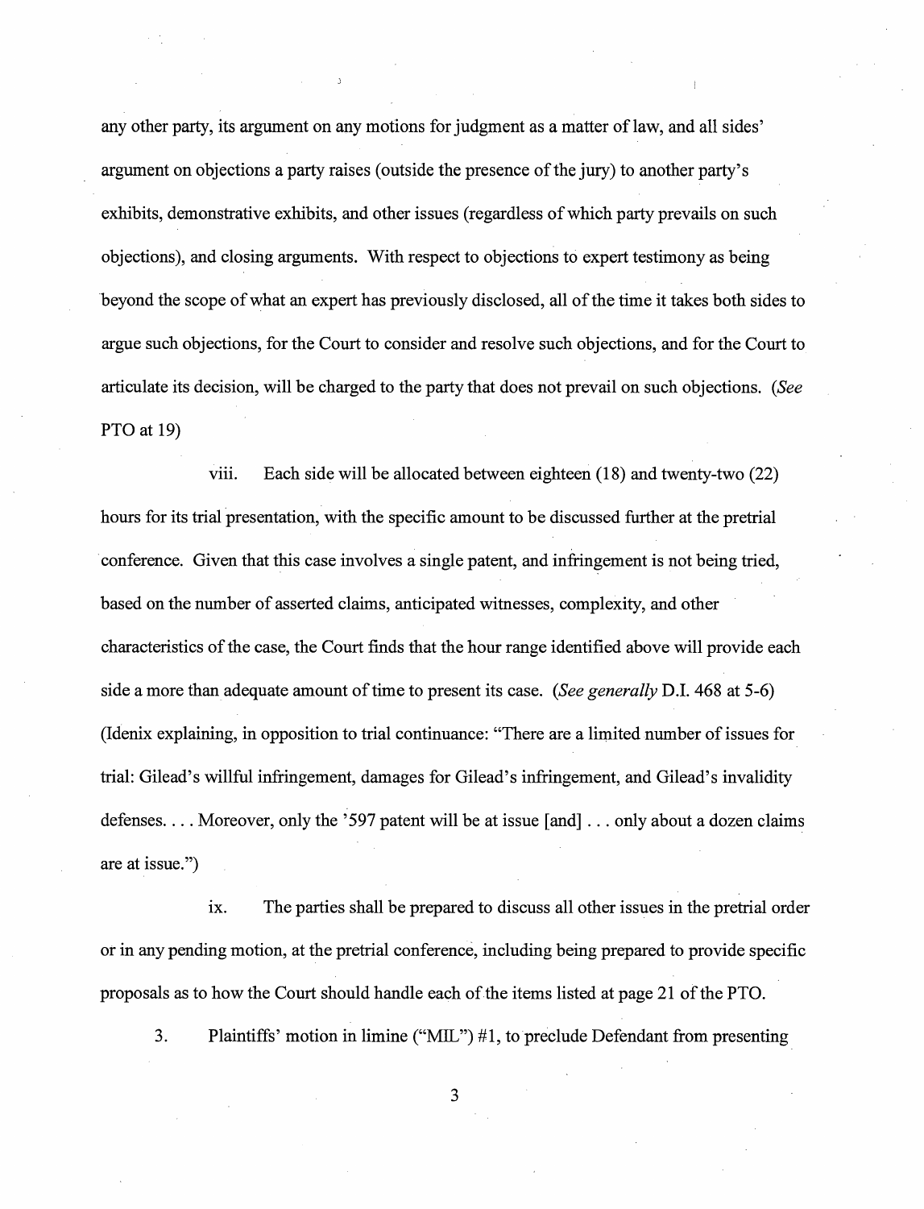any other party, its argument on any motions for judgment as a matter of law, and all sides' argument on objections a party raises (outside the presence of the jury) to another party's exhibits, demonstrative exhibits, and other issues (regardless of which party prevails on such objections), and closing arguments. With respect to objections to expert testimony as being beyond the scope of what an expert has previously disclosed, all of the time it takes both sides to argue such objections, for the Court to consider and resolve such objections, and for the Court to articulate its decision, will be charged to the party that does not prevail on such objections. (*See* PTO at 19)

viii. Each side will be allocated between eighteen (18) and twenty-two (22) hours for its trial presentation, with the specific amount to be discussed further at the pretrial conference. Given that this case involves a single patent, and infringement is not being tried, based on the number of asserted claims, anticipated witnesses, complexity, and other characteristics of the case, the Court finds that the hour range identified above will provide each side a more than adequate amount of time to present its case. (*See generally* D.I. 468 at 5-6) (Idenix explaining, in opposition to trial continuance: "There are a limited number of issues for trial: Gilead's willful infringement, damages for Gilead's infringement, and Gilead's invalidity defenses. . . . Moreover, only the '597 patent will be at issue [and] . . . only about a dozen claims are at issue.")

ix. The parties shall be prepared to discuss all other issues in the pretrial order or in any pending motion, at the pretrial conference, including being prepared to provide specific proposals as to how the Court should handle each of the items listed at page 21 of the PTO.

3. Plaintiffs' motion in limine ("MIL") #1, to preclude Defendant from presenting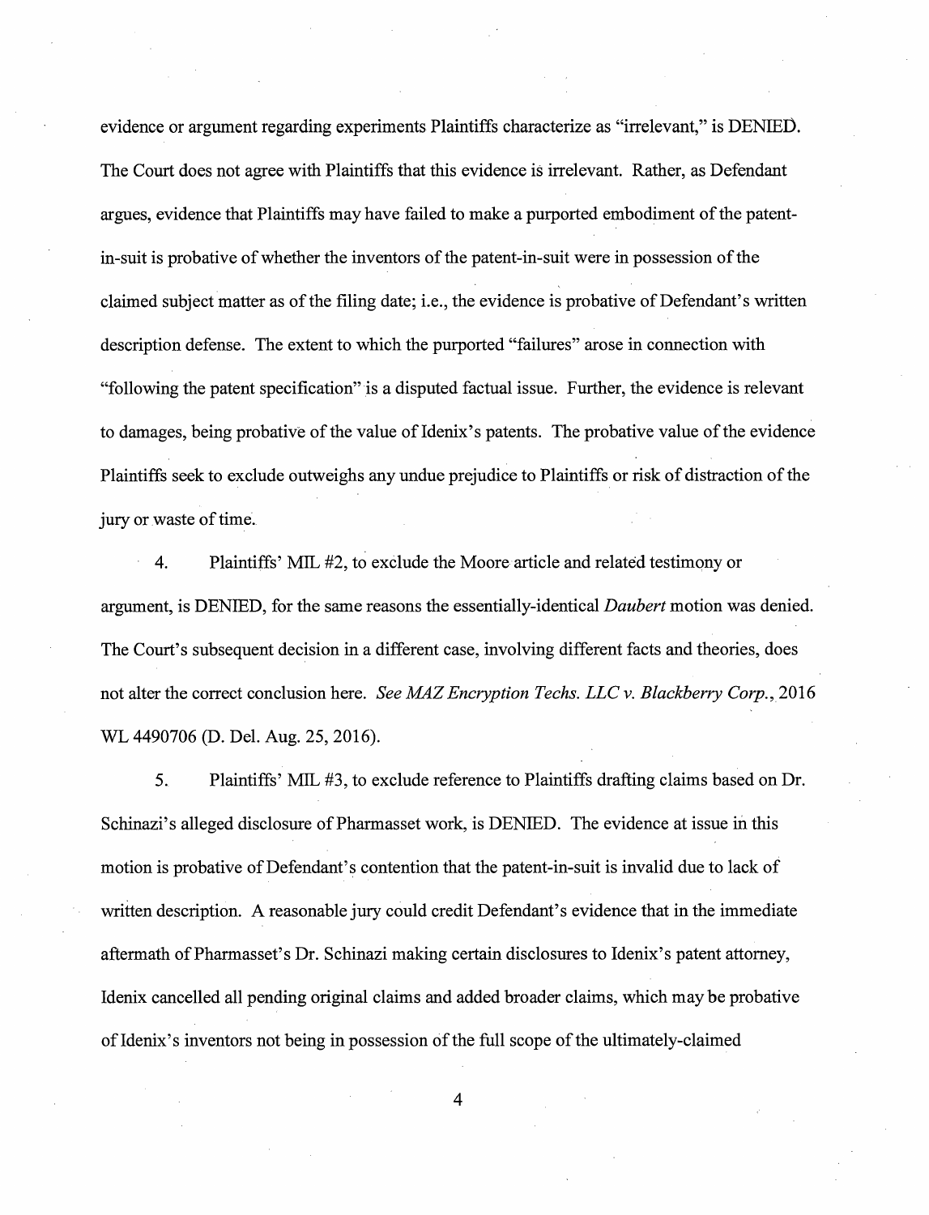evidence or argument regarding experiments Plaintiffs characterize as "irrelevant," is DENIED. The Court does not agree with Plaintiffs that this evidence is irrelevant. Rather, as Defendant argues, evidence that Plaintiffs may have failed to make a purported embodiment of the patent-in-suit is probative of whether the inventors of the patent-in-suit were in possession of the claimed subject matter as of the filing date; i.e., the evidence is probative of Defendant's written description defense. The extent to which the purported "failures" arose in connection with "following the patent specification" is a disputed factual issue. Further, the evidence is relevant to damages, being probative of the value of Idenix's patents. The probative value of the evidence Plaintiffs seek to exclude outweighs any undue prejudice to Plaintiffs or risk of distraction of the jury or waste of time.

4. Plaintiffs' MIL #2, to exclude the Moore article and related testimony or argument, is DENIED, for the same reasons the essentially-identical *Daubert* motion was denied. The Court's subsequent decision in a different case, involving different facts and theories, does not alter the correct conclusion here. *See MAZ Encryption Techs. LLC v. Blackberry Corp.*, 2016 WL 4490706 (D. Del. Aug. 25, 2016).

5. Plaintiffs' MIL #3, to exclude reference to Plaintiffs drafting claims based on Dr. Schinazi's alleged disclosure of Pharmasset work, is DENIED. The evidence at issue in this motion is probative of Defendant's contention that the patent-in-suit is invalid due to lack of written description. A reasonable jury could credit Defendant's evidence that in the immediate aftermath of Pharmasset's Dr. Schinazi making certain disclosures to Idenix's patent attorney, Idenix cancelled all pending original claims and added broader claims, which may be probative of Idenix's inventors not being in possession of the full scope of the ultimately-claimed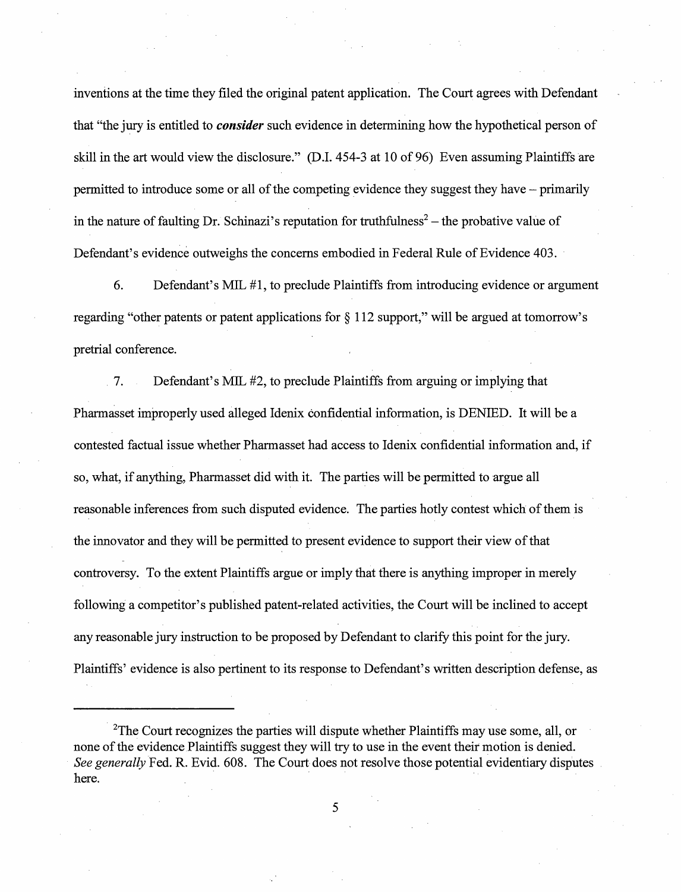inventions at the time they filed the original patent application. The Court agrees with Defendant that "the jury is entitled to ***consider*** such evidence in determining how the hypothetical person of skill in the art would view the disclosure." (D.I. 454-3 at 10 of 96) Even assuming Plaintiffs are permitted to introduce some or all of the competing evidence they suggest they have – primarily in the nature of faulting Dr. Schinazi's reputation for truthfulness[2] – the probative value of Defendant's evidence outweighs the concerns embodied in Federal Rule of Evidence 403.

6. Defendant's MIL #1, to preclude Plaintiffs from introducing evidence or argument regarding "other patents or patent applications for § 112 support," will be argued at tomorrow's pretrial conference.

7. Defendant's MIL #2, to preclude Plaintiffs from arguing or implying that Pharmasset improperly used alleged Idenix confidential information, is DENIED. It will be a contested factual issue whether Pharmasset had access to Idenix confidential information and, if so, what, if anything, Pharmasset did with it. The parties will be permitted to argue all reasonable inferences from such disputed evidence. The parties hotly contest which of them is the innovator and they will be permitted to present evidence to support their view of that controversy. To the extent Plaintiffs argue or imply that there is anything improper in merely following a competitor's published patent-related activities, the Court will be inclined to accept any reasonable jury instruction to be proposed by Defendant to clarify this point for the jury. Plaintiffs' evidence is also pertinent to its response to Defendant's written description defense, as

---

[2]The Court recognizes the parties will dispute whether Plaintiffs may use some, all, or none of the evidence Plaintiffs suggest they will try to use in the event their motion is denied. *See generally* Fed. R. Evid. 608. The Court does not resolve those potential evidentiary disputes here.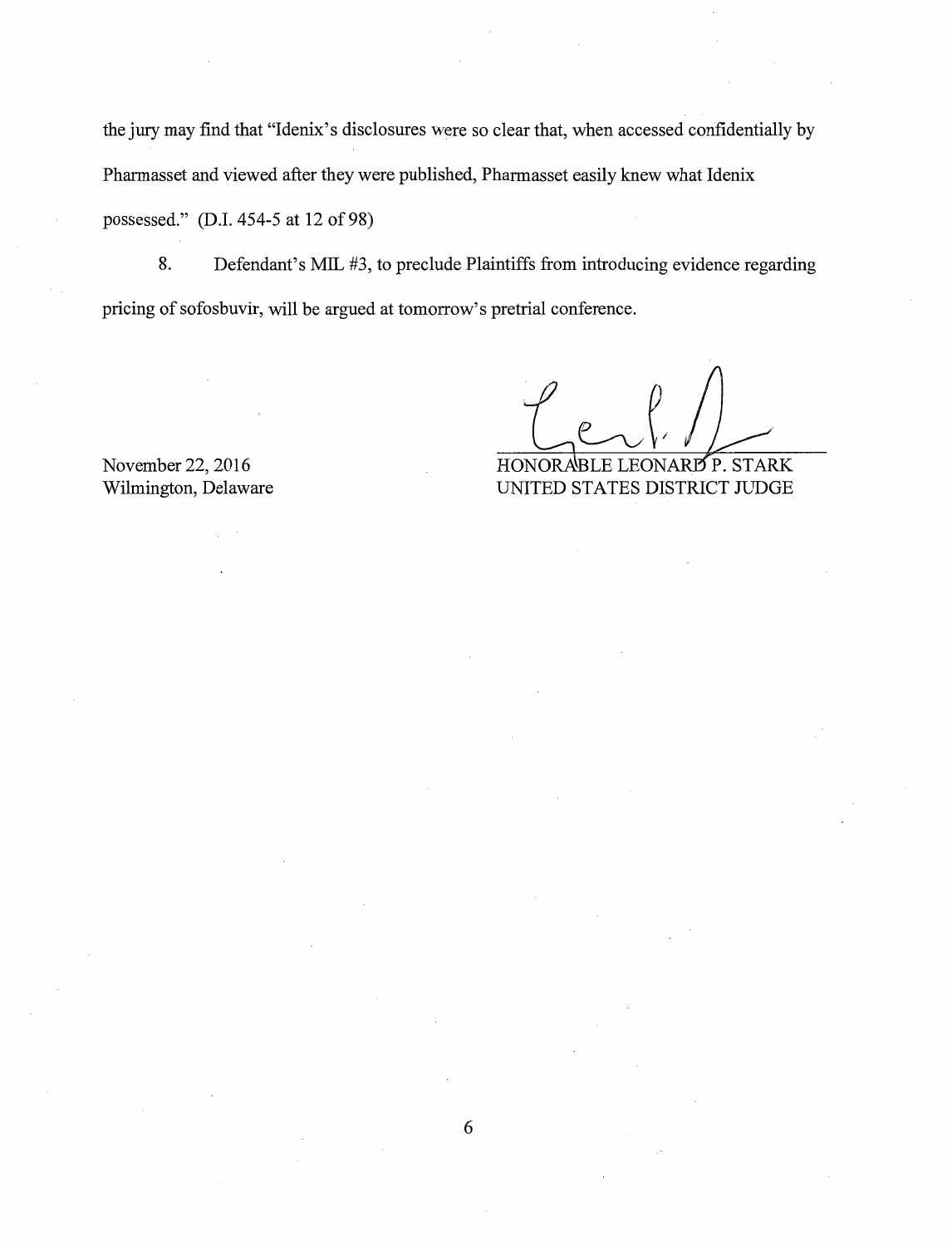the jury may find that "Idenix's disclosures were so clear that, when accessed confidentially by Pharmasset and viewed after they were published, Pharmasset easily knew what Idenix possessed." (D.I. 454-5 at 12 of 98)

8. Defendant's MIL #3, to preclude Plaintiffs from introducing evidence regarding pricing of sofosbuvir, will be argued at tomorrow's pretrial conference.

November 22, 2016
Wilmington, Delaware

HONORABLE LEONARD P. STARK
UNITED STATES DISTRICT JUDGE